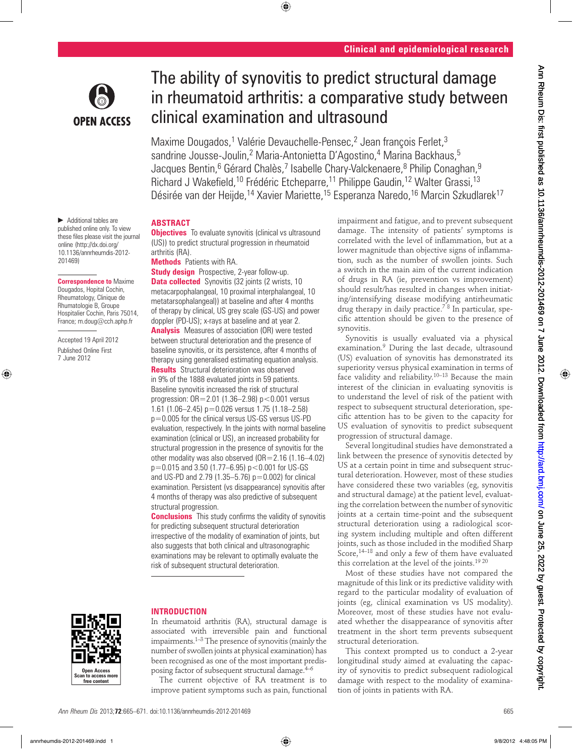# The ability of synovitis to predict structural damage in rheumatoid arthritis: a comparative study between clinical examination and ultrasound

Maxime Dougados,[1] Valérie Devauchelle-Pensec,[2] Jean françois Ferlet,[3] sandrine Jousse-Joulin,[2] Maria-Antonietta D'Agostino,[4] Marina Backhaus,[5] Jacques Bentin,[6] Gérard Chalès,[7] Isabelle Chary-Valckenaere,[8] Philip Conaghan,[9] Richard J Wakefield,[10] Frédéric Etcheparre,[11] Philippe Gaudin,[12] Walter Grassi,[13] Désirée van der Heijde,[14] Xavier Mariette,[15] Esperanza Naredo,[16] Marcin Szkudlarek[17]

▶ Additional tables are published online only. To view these files please visit the journal online (http://dx.doi.org/10.1136/annrheumdis-2012-201469)

**Correspondence to** Maxime Dougados, Hopital Cochin, Rheumatology, Clinique de Rhumatologie B, Groupe Hospitalier Cochin, Paris 75014, France; m.doug@cch.aphp.fr

Accepted 19 April 2012
Published Online First 7 June 2012

## ABSTRACT

**Objectives** To evaluate synovitis (clinical vs ultrasound (US)) to predict structural progression in rheumatoid arthritis (RA).

**Methods** Patients with RA.

**Study design** Prospective, 2-year follow-up.

**Data collected** Synovitis (32 joints (2 wrists, 10 metacarpophalangeal, 10 proximal interphalangeal, 10 metatarsophalangeal)) at baseline and after 4 months of therapy by clinical, US grey scale (GS-US) and power doppler (PD-US); x-rays at baseline and at year 2.

**Analysis** Measures of association (OR) were tested between structural deterioration and the presence of baseline synovitis, or its persistence, after 4 months of therapy using generalised estimating equation analysis.

**Results** Structural deterioration was observed in 9% of the 1888 evaluated joints in 59 patients. Baseline synovitis increased the risk of structural progression: OR=2.01 (1.36–2.98) p<0.001 versus 1.61 (1.06–2.45) p=0.026 versus 1.75 (1.18–2.58) p=0.005 for the clinical versus US-GS versus US-PD evaluation, respectively. In the joints with normal baseline examination (clinical or US), an increased probability for structural progression in the presence of synovitis for the other modality was also observed (OR=2.16 (1.16–4.02) p=0.015 and 3.50 (1.77–6.95) p<0.001 for US-GS and US-PD and 2.79 (1.35–5.76) p=0.002) for clinical examination. Persistent (vs disappearance) synovitis after 4 months of therapy was also predictive of subsequent structural progression.

**Conclusions** This study confirms the validity of synovitis for predicting subsequent structural deterioration irrespective of the modality of examination of joints, but also suggests that both clinical and ultrasonographic examinations may be relevant to optimally evaluate the risk of subsequent structural deterioration.

## INTRODUCTION

In rheumatoid arthritis (RA), structural damage is associated with irreversible pain and functional impairments.[1–3] The presence of synovitis (mainly the number of swollen joints at physical examination) has been recognised as one of the most important predisposing factor of subsequent structural damage.[4–6]

The current objective of RA treatment is to improve patient symptoms such as pain, functional impairment and fatigue, and to prevent subsequent damage. The intensity of patients' symptoms is correlated with the level of inflammation, but at a lower magnitude than objective signs of inflammation, such as the number of swollen joints. Such a switch in the main aim of the current indication of drugs in RA (ie, prevention vs improvement) should result/has resulted in changes when initiating/intensifying disease modifying antirheumatic drug therapy in daily practice.[7 8] In particular, specific attention should be given to the presence of synovitis.

Synovitis is usually evaluated via a physical examination.[9] During the last decade, ultrasound (US) evaluation of synovitis has demonstrated its superiority versus physical examination in terms of face validity and reliability.[10–13] Because the main interest of the clinician in evaluating synovitis is to understand the level of risk of the patient with respect to subsequent structural deterioration, specific attention has to be given to the capacity for US evaluation of synovitis to predict subsequent progression of structural damage.

Several longitudinal studies have demonstrated a link between the presence of synovitis detected by US at a certain point in time and subsequent structural deterioration. However, most of these studies have considered these two variables (eg, synovitis and structural damage) at the patient level, evaluating the correlation between the number of synovitic joints at a certain time-point and the subsequent structural deterioration using a radiological scoring system including multiple and often different joints, such as those included in the modified Sharp Score,[14–18] and only a few of them have evaluated this correlation at the level of the joints.[19 20]

Most of these studies have not compared the magnitude of this link or its predictive validity with regard to the particular modality of evaluation of joints (eg, clinical examination vs US modality). Moreover, most of these studies have not evaluated whether the disappearance of synovitis after treatment in the short term prevents subsequent structural deterioration.

This context prompted us to conduct a 2-year longitudinal study aimed at evaluating the capacity of synovitis to predict subsequent radiological damage with respect to the modality of examination of joints in patients with RA.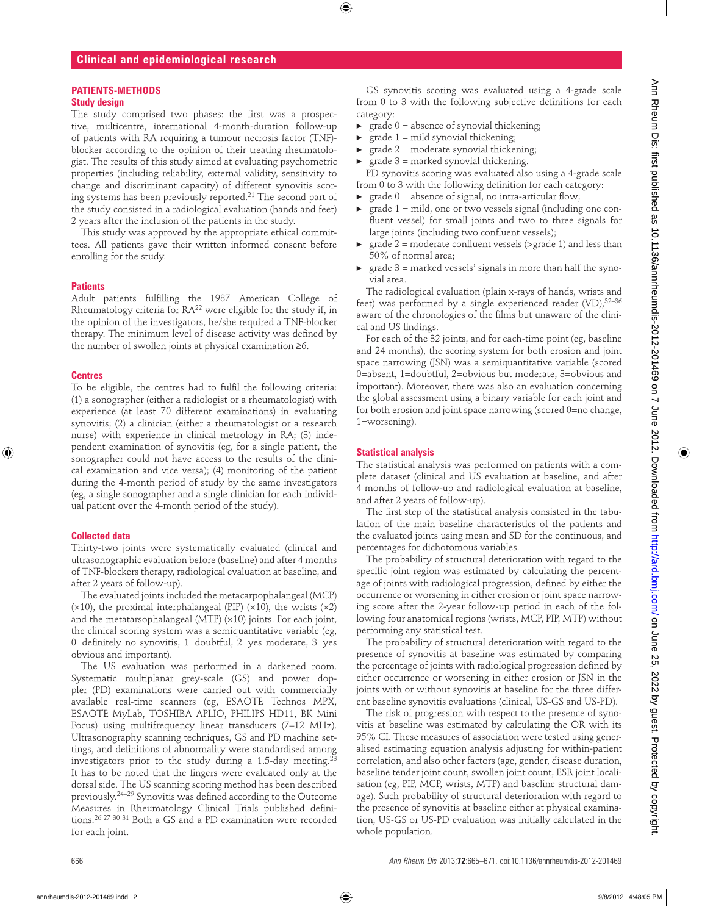## PATIENTS-METHODS

### Study design

The study comprised two phases: the first was a prospective, multicentre, international 4-month-duration follow-up of patients with RA requiring a tumour necrosis factor (TNF)-blocker according to the opinion of their treating rheumatologist. The results of this study aimed at evaluating psychometric properties (including reliability, external validity, sensitivity to change and discriminant capacity) of different synovitis scoring systems has been previously reported.[21] The second part of the study consisted in a radiological evaluation (hands and feet) 2 years after the inclusion of the patients in the study.

This study was approved by the appropriate ethical committees. All patients gave their written informed consent before enrolling for the study.

### Patients

Adult patients fulfilling the 1987 American College of Rheumatology criteria for RA[22] were eligible for the study if, in the opinion of the investigators, he/she required a TNF-blocker therapy. The minimum level of disease activity was defined by the number of swollen joints at physical examination ≥6.

### Centres

To be eligible, the centres had to fulfil the following criteria: (1) a sonographer (either a radiologist or a rheumatologist) with experience (at least 70 different examinations) in evaluating synovitis; (2) a clinician (either a rheumatologist or a research nurse) with experience in clinical metrology in RA; (3) independent examination of synovitis (eg, for a single patient, the sonographer could not have access to the results of the clinical examination and vice versa); (4) monitoring of the patient during the 4-month period of study by the same investigators (eg, a single sonographer and a single clinician for each individual patient over the 4-month period of the study).

### Collected data

Thirty-two joints were systematically evaluated (clinical and ultrasonographic evaluation before (baseline) and after 4 months of TNF-blockers therapy, radiological evaluation at baseline, and after 2 years of follow-up).

The evaluated joints included the metacarpophalangeal (MCP) (×10), the proximal interphalangeal (PIP) (×10), the wrists (×2) and the metatarsophalangeal (MTP) (×10) joints. For each joint, the clinical scoring system was a semiquantitative variable (eg, 0=definitely no synovitis, 1=doubtful, 2=yes moderate, 3=yes obvious and important).

The US evaluation was performed in a darkened room. Systematic multiplanar grey-scale (GS) and power doppler (PD) examinations were carried out with commercially available real-time scanners (eg, ESAOTE Technos MPX, ESAOTE MyLab, TOSHIBA APLIO, PHILIPS HD11, BK Mini Focus) using multifrequency linear transducers (7–12 MHz). Ultrasonography scanning techniques, GS and PD machine settings, and definitions of abnormality were standardised among investigators prior to the study during a 1.5-day meeting.[23] It has to be noted that the fingers were evaluated only at the dorsal side. The US scanning scoring method has been described previously.[24–29] Synovitis was defined according to the Outcome Measures in Rheumatology Clinical Trials published definitions.[26 27 30 31] Both a GS and a PD examination were recorded for each joint.

GS synovitis scoring was evaluated using a 4-grade scale from 0 to 3 with the following subjective definitions for each category:

- grade 0 = absence of synovial thickening;
- grade 1 = mild synovial thickening;
- grade 2 = moderate synovial thickening;
- grade 3 = marked synovial thickening.

PD synovitis scoring was evaluated also using a 4-grade scale from 0 to 3 with the following definition for each category:

- grade 0 = absence of signal, no intra-articular flow;
- grade 1 = mild, one or two vessels signal (including one confluent vessel) for small joints and two to three signals for large joints (including two confluent vessels);
- grade 2 = moderate confluent vessels (>grade 1) and less than 50% of normal area;
- grade 3 = marked vessels' signals in more than half the synovial area.

The radiological evaluation (plain x-rays of hands, wrists and feet) was performed by a single experienced reader (VD),[32–36] aware of the chronologies of the films but unaware of the clinical and US findings.

For each of the 32 joints, and for each-time point (eg, baseline and 24 months), the scoring system for both erosion and joint space narrowing (JSN) was a semiquantitative variable (scored 0=absent, 1=doubtful, 2=obvious but moderate, 3=obvious and important). Moreover, there was also an evaluation concerning the global assessment using a binary variable for each joint and for both erosion and joint space narrowing (scored 0=no change, 1=worsening).

### Statistical analysis

The statistical analysis was performed on patients with a complete dataset (clinical and US evaluation at baseline, and after 4 months of follow-up and radiological evaluation at baseline, and after 2 years of follow-up).

The first step of the statistical analysis consisted in the tabulation of the main baseline characteristics of the patients and the evaluated joints using mean and SD for the continuous, and percentages for dichotomous variables.

The probability of structural deterioration with regard to the specific joint region was estimated by calculating the percentage of joints with radiological progression, defined by either the occurrence or worsening in either erosion or joint space narrowing score after the 2-year follow-up period in each of the following four anatomical regions (wrists, MCP, PIP, MTP) without performing any statistical test.

The probability of structural deterioration with regard to the presence of synovitis at baseline was estimated by comparing the percentage of joints with radiological progression defined by either occurrence or worsening in either erosion or JSN in the joints with or without synovitis at baseline for the three different baseline synovitis evaluations (clinical, US-GS and US-PD).

The risk of progression with respect to the presence of synovitis at baseline was estimated by calculating the OR with its 95% CI. These measures of association were tested using generalised estimating equation analysis adjusting for within-patient correlation, and also other factors (age, gender, disease duration, baseline tender joint count, swollen joint count, ESR joint localisation (eg, PIP, MCP, wrists, MTP) and baseline structural damage). Such probability of structural deterioration with regard to the presence of synovitis at baseline either at physical examination, US-GS or US-PD evaluation was initially calculated in the whole population.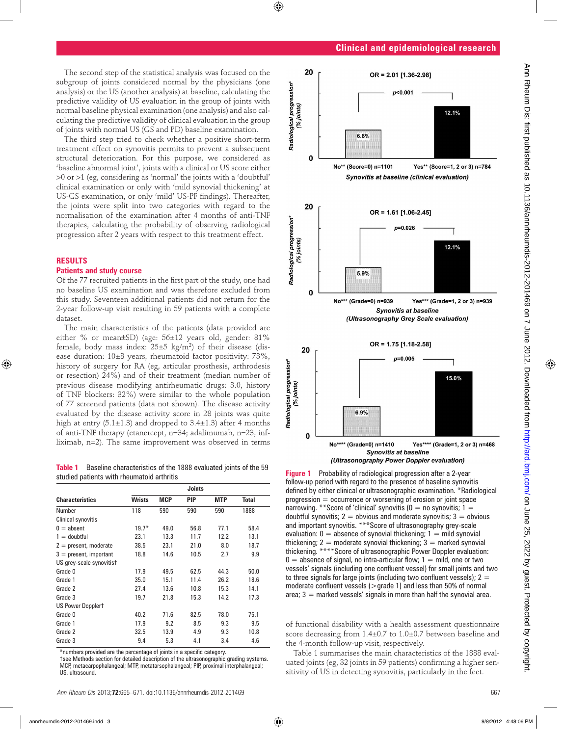The second step of the statistical analysis was focused on the subgroup of joints considered normal by the physicians (one analysis) or the US (another analysis) at baseline, calculating the predictive validity of US evaluation in the group of joints with normal baseline physical examination (one analysis) and also calculating the predictive validity of clinical evaluation in the group of joints with normal US (GS and PD) baseline examination.

The third step tried to check whether a positive short-term treatment effect on synovitis permits to prevent a subsequent structural deterioration. For this purpose, we considered as 'baseline abnormal joint', joints with a clinical or US score either >0 or >1 (eg, considering as 'normal' the joints with a 'doubtful' clinical examination or only with 'mild synovial thickening' at US-GS examination, or only 'mild' US-PF findings). Thereafter, the joints were split into two categories with regard to the normalisation of the examination after 4 months of anti-TNF therapies, calculating the probability of observing radiological progression after 2 years with respect to this treatment effect.

## RESULTS

### Patients and study course

Of the 77 recruited patients in the first part of the study, one had no baseline US examination and was therefore excluded from this study. Seventeen additional patients did not return for the 2-year follow-up visit resulting in 59 patients with a complete dataset.

The main characteristics of the patients (data provided are either % or mean±SD) (age: 56±12 years old, gender: 81% female, body mass index: 25±5 kg/m$^2$) of their disease (disease duration: 10±8 years, rheumatoid factor positivity: 73%, history of surgery for RA (eg, articular prosthesis, arthrodesis or resection) 24%) and of their treatment (median number of previous disease modifying antirheumatic drugs: 3.0, history of TNF blockers: 32%) were similar to the whole population of 77 screened patients (data not shown). The disease activity evaluated by the disease activity score in 28 joints was quite high at entry (5.1±1.3) and dropped to 3.4±1.3) after 4 months of anti-TNF therapy (etanercept, n=34; adalimumab, n=23, infliximab, n=2). The same improvement was observed in terms of functional disability with a health assessment questionnaire score decreasing from 1.4±0.7 to 1.0±0.7 between baseline and the 4-month follow-up visit, respectively.

Table 1 summarises the main characteristics of the 1888 evaluated joints (eg, 32 joints in 59 patients) confirming a higher sensitivity of US in detecting synovitis, particularly in the feet.

**Table 1** Baseline characteristics of the 1888 evaluated joints of the 59 studied patients with rheumatoid arthritis

| Characteristics | Joints | | | | |
|---|---|---|---|---|---|
| | Wrists | MCP | PIP | MTP | Total |
| Number | 118 | 590 | 590 | 590 | 1888 |
| Clinical synovitis | | | | | |
| 0 = absent | 19.7* | 49.0 | 56.8 | 77.1 | 58.4 |
| 1 = doubtful | 23.1 | 13.3 | 11.7 | 12.2 | 13.1 |
| 2 = present, moderate | 38.5 | 23.1 | 21.0 | 8.0 | 18.7 |
| 3 = present, important | 18.8 | 14.6 | 10.5 | 2.7 | 9.9 |
| US grey-scale synovitis† | | | | | |
| Grade 0 | 17.9 | 49.5 | 62.5 | 44.3 | 50.0 |
| Grade 1 | 35.0 | 15.1 | 11.4 | 26.2 | 18.6 |
| Grade 2 | 27.4 | 13.6 | 10.8 | 15.3 | 14.1 |
| Grade 3 | 19.7 | 21.8 | 15.3 | 14.2 | 17.3 |
| US Power Doppler† | | | | | |
| Grade 0 | 40.2 | 71.6 | 82.5 | 78.0 | 75.1 |
| Grade 1 | 17.9 | 9.2 | 8.5 | 9.3 | 9.5 |
| Grade 2 | 32.5 | 13.9 | 4.9 | 9.3 | 10.8 |
| Grade 3 | 9.4 | 5.3 | 4.1 | 3.4 | 4.6 |

*numbers provided are the percentage of joints in a specific category.
†see Methods section for detailed description of the ultrasonographic grading systems.
MCP, metacarpophalangeal; MTP, metatarsophalangeal; PIP, proximal interphalangeal; US, ultrasound.

**Figure 1** Probability of radiological progression after a 2-year follow-up period with regard to the presence of baseline synovitis defined by either clinical or ultrasonographic examination. *Radiological progression = occurrence or worsening of erosion or joint space narrowing. **Score of 'clinical' synovitis (0 = no synovitis; 1 = doubtful synovitis; 2 = obvious and moderate synovitis; 3 = obvious and important synovitis. ***Score of ultrasonography grey-scale evaluation: 0 = absence of synovial thickening; 1 = mild synovial thickening; 2 = moderate synovial thickening; 3 = marked synovial thickening. ****Score of ultrasonography Power Doppler evaluation: 0 = absence of signal, no intra-articular flow; 1 = mild, one or two vessels' signals (including one confluent vessel) for small joints and two to three signals for large joints (including two confluent vessels); 2 = moderate confluent vessels (>grade 1) and less than 50% of normal area; 3 = marked vessels' signals in more than half the synovial area.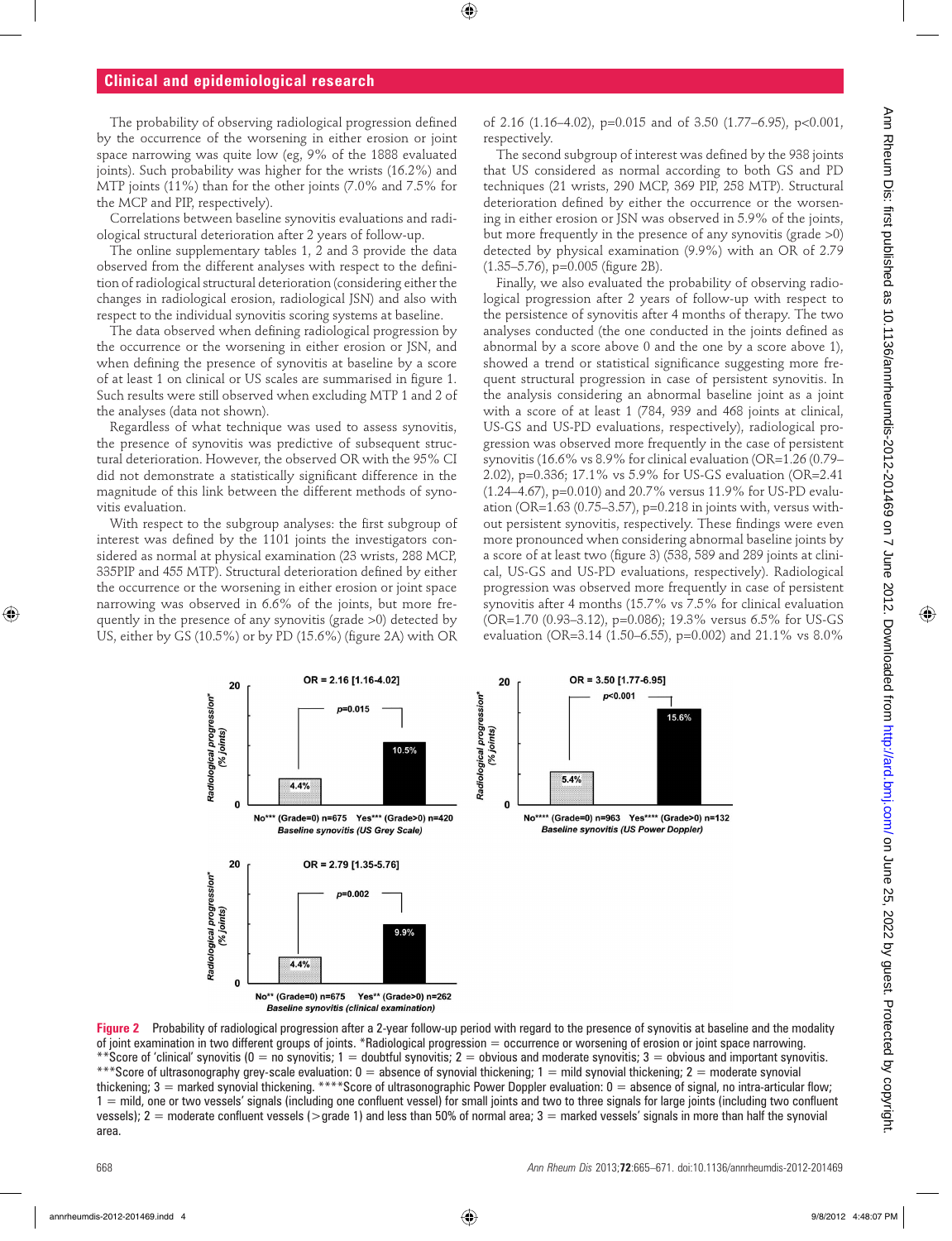The probability of observing radiological progression defined by the occurrence of the worsening in either erosion or joint space narrowing was quite low (eg, 9% of the 1888 evaluated joints). Such probability was higher for the wrists (16.2%) and MTP joints (11%) than for the other joints (7.0% and 7.5% for the MCP and PIP, respectively).

Correlations between baseline synovitis evaluations and radiological structural deterioration after 2 years of follow-up.

The online supplementary tables 1, 2 and 3 provide the data observed from the different analyses with respect to the definition of radiological structural deterioration (considering either the changes in radiological erosion, radiological JSN) and also with respect to the individual synovitis scoring systems at baseline.

The data observed when defining radiological progression by the occurrence or the worsening in either erosion or JSN, and when defining the presence of synovitis at baseline by a score of at least 1 on clinical or US scales are summarised in figure 1. Such results were still observed when excluding MTP 1 and 2 of the analyses (data not shown).

Regardless of what technique was used to assess synovitis, the presence of synovitis was predictive of subsequent structural deterioration. However, the observed OR with the 95% CI did not demonstrate a statistically significant difference in the magnitude of this link between the different methods of synovitis evaluation.

With respect to the subgroup analyses: the first subgroup of interest was defined by the 1101 joints the investigators considered as normal at physical examination (23 wrists, 288 MCP, 335PIP and 455 MTP). Structural deterioration defined by either the occurrence or the worsening in either erosion or joint space narrowing was observed in 6.6% of the joints, but more frequently in the presence of any synovitis (grade >0) detected by US, either by GS (10.5%) or by PD (15.6%) (figure 2A) with OR of 2.16 (1.16–4.02), p=0.015 and of 3.50 (1.77–6.95), p<0.001, respectively.

The second subgroup of interest was defined by the 938 joints that US considered as normal according to both GS and PD techniques (21 wrists, 290 MCP, 369 PIP, 258 MTP). Structural deterioration defined by either the occurrence or the worsening in either erosion or JSN was observed in 5.9% of the joints, but more frequently in the presence of any synovitis (grade >0) detected by physical examination (9.9%) with an OR of 2.79 (1.35–5.76), p=0.005 (figure 2B).

Finally, we also evaluated the probability of observing radiological progression after 2 years of follow-up with respect to the persistence of synovitis after 4 months of therapy. The two analyses conducted (the one conducted in the joints defined as abnormal by a score above 0 and the one by a score above 1), showed a trend or statistical significance suggesting more frequent structural progression in case of persistent synovitis. In the analysis considering an abnormal baseline joint as a joint with a score of at least 1 (784, 939 and 468 joints at clinical, US-GS and US-PD evaluations, respectively), radiological progression was observed more frequently in the case of persistent synovitis (16.6% vs 8.9% for clinical evaluation (OR=1.26 (0.79–2.02), p=0.336; 17.1% vs 5.9% for US-GS evaluation (OR=2.41 (1.24–4.67), p=0.010) and 20.7% versus 11.9% for US-PD evaluation (OR=1.63 (0.75–3.57), p=0.218 in joints with, versus without persistent synovitis, respectively. These findings were even more pronounced when considering abnormal baseline joints by a score of at least two (figure 3) (538, 589 and 289 joints at clinical, US-GS and US-PD evaluations, respectively). Radiological progression was observed more frequently in case of persistent synovitis after 4 months (15.7% vs 7.5% for clinical evaluation (OR=1.70 (0.93–3.12), p=0.086); 19.3% versus 6.5% for US-GS evaluation (OR=3.14 (1.50–6.55), p=0.002) and 21.1% vs 8.0%

**Figure 2** Probability of radiological progression after a 2-year follow-up period with regard to the presence of synovitis at baseline and the modality of joint examination in two different groups of joints. *Radiological progression = occurrence or worsening of erosion or joint space narrowing. **Score of 'clinical' synovitis (0 = no synovitis; 1 = doubtful synovitis; 2 = obvious and moderate synovitis; 3 = obvious and important synovitis. ***Score of ultrasonography grey-scale evaluation: 0 = absence of synovial thickening; 1 = mild synovial thickening; 2 = moderate synovial thickening; 3 = marked synovial thickening. ****Score of ultrasonographic Power Doppler evaluation: 0 = absence of signal, no intra-articular flow; 1 = mild, one or two vessels' signals (including one confluent vessel) for small joints and two to three signals for large joints (including two confluent vessels); 2 = moderate confluent vessels (>grade 1) and less than 50% of normal area; 3 = marked vessels' signals in more than half the synovial area.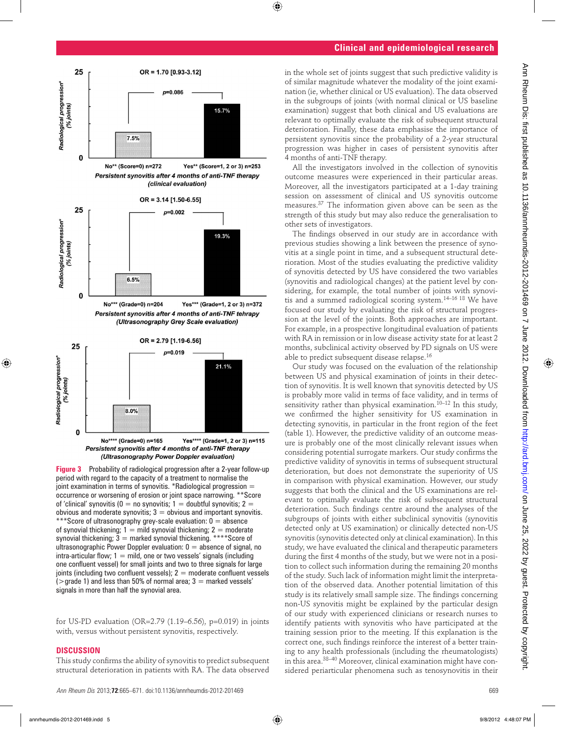Figure 3 Probability of radiological progression after a 2-year follow-up period with regard to the capacity of a treatment to normalise the joint examination in terms of synovitis. *Radiological progression = occurrence or worsening of erosion or joint space narrowing. **Score of 'clinical' synovitis (0 = no synovitis; 1 = doubtful synovitis; 2 = obvious and moderate synovitis; 3 = obvious and important synovitis. ***Score of ultrasonography grey-scale evaluation: 0 = absence of synovial thickening; 1 = mild synovial thickening; 2 = moderate synovial thickening; 3 = marked synovial thickening. ****Score of ultrasonographic Power Doppler evaluation: 0 = absence of signal, no intra-articular flow; 1 = mild, one or two vessels' signals (including one confluent vessel) for small joints and two to three signals for large joints (including two confluent vessels); 2 = moderate confluent vessels (>grade 1) and less than 50% of normal area; 3 = marked vessels' signals in more than half the synovial area.

for US-PD evaluation (OR=2.79 (1.19–6.56), p=0.019) in joints with, versus without persistent synovitis, respectively.

## DISCUSSION

This study confirms the ability of synovitis to predict subsequent structural deterioration in patients with RA. The data observed in the whole set of joints suggest that such predictive validity is of similar magnitude whatever the modality of the joint examination (ie, whether clinical or US evaluation). The data observed in the subgroups of joints (with normal clinical or US baseline examination) suggest that both clinical and US evaluations are relevant to optimally evaluate the risk of subsequent structural deterioration. Finally, these data emphasise the importance of persistent synovitis since the probability of a 2-year structural progression was higher in cases of persistent synovitis after 4 months of anti-TNF therapy.

All the investigators involved in the collection of synovitis outcome measures were experienced in their particular areas. Moreover, all the investigators participated at a 1-day training session on assessment of clinical and US synovitis outcome measures.[37] The information given above can be seen as the strength of this study but may also reduce the generalisation to other sets of investigators.

The findings observed in our study are in accordance with previous studies showing a link between the presence of synovitis at a single point in time, and a subsequent structural deterioration. Most of the studies evaluating the predictive validity of synovitis detected by US have considered the two variables (synovitis and radiological changes) at the patient level by considering, for example, the total number of joints with synovitis and a summed radiological scoring system.[14–16 18] We have focused our study by evaluating the risk of structural progression at the level of the joints. Both approaches are important. For example, in a prospective longitudinal evaluation of patients with RA in remission or in low disease activity state for at least 2 months, subclinical activity observed by PD signals on US were able to predict subsequent disease relapse.[16]

Our study was focused on the evaluation of the relationship between US and physical examination of joints in their detection of synovitis. It is well known that synovitis detected by US is probably more valid in terms of face validity, and in terms of sensitivity rather than physical examination.[10–12] In this study, we confirmed the higher sensitivity for US examination in detecting synovitis, in particular in the front region of the feet (table 1). However, the predictive validity of an outcome measure is probably one of the most clinically relevant issues when considering potential surrogate markers. Our study confirms the predictive validity of synovitis in terms of subsequent structural deterioration, but does not demonstrate the superiority of US in comparison with physical examination. However, our study suggests that both the clinical and the US examinations are relevant to optimally evaluate the risk of subsequent structural deterioration. Such findings centre around the analyses of the subgroups of joints with either subclinical synovitis (synovitis detected only at US examination) or clinically detected non-US synovitis (synovitis detected only at clinical examination). In this study, we have evaluated the clinical and therapeutic parameters during the first 4 months of the study, but we were not in a position to collect such information during the remaining 20 months of the study. Such lack of information might limit the interpretation of the observed data. Another potential limitation of this study is its relatively small sample size. The findings concerning non-US synovitis might be explained by the particular design of our study with experienced clinicians or research nurses to identify patients with synovitis who have participated at the training session prior to the meeting. If this explanation is the correct one, such findings reinforce the interest of a better training to any health professionals (including the rheumatologists) in this area.[38–40] Moreover, clinical examination might have considered periarticular phenomena such as tenosynovitis in their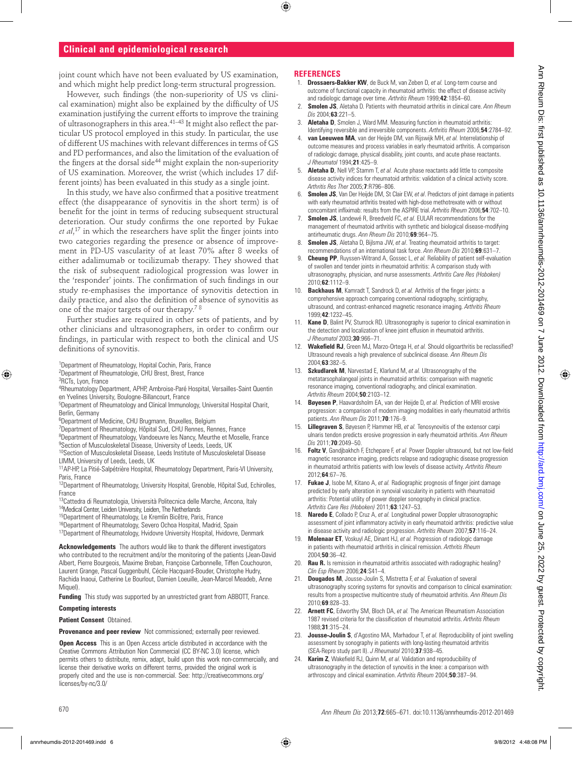joint count which have not been evaluated by US examination, and which might help predict long-term structural progression.

However, such findings (the non-superiority of US vs clinical examination) might also be explained by the difficulty of US examination justifying the current efforts to improve the training of ultrasonographers in this area.[41–43] It might also reflect the particular US protocol employed in this study. In particular, the use of different US machines with relevant differences in terms of GS and PD performances, and also the limitation of the evaluation of the fingers at the dorsal side[44] might explain the non-superiority of US examination. Moreover, the wrist (which includes 17 different joints) has been evaluated in this study as a single joint.

In this study, we have also confirmed that a positive treatment effect (the disappearance of synovitis in the short term) is of benefit for the joint in terms of reducing subsequent structural deterioration. Our study confirms the one reported by Fukae *et al*,[17] in which the researchers have split the finger joints into two categories regarding the presence or absence of improvement in PD-US vascularity of at least 70% after 8 weeks of either adalimumab or tocilizumab therapy. They showed that the risk of subsequent radiological progression was lower in the 'responder' joints. The confirmation of such findings in our study re-emphasises the importance of synovitis detection in daily practice, and also the definition of absence of synovitis as one of the major targets of our therapy.[7 8]

Further studies are required in other sets of patients, and by other clinicians and ultrasonographers, in order to confirm our findings, in particular with respect to both the clinical and US definitions of synovitis.

[1]Department of Rheumatology, Hopital Cochin, Paris, France
[2]Department of Rheumatologie, CHU Brest, Brest, France
[3]RCTs, Lyon, France
[4]Rheumatology Department, APHP, Ambroise-Paré Hospital, Versailles-Saint Quentin en Yvelines University, Boulogne-Billancourt, France
[5]Department of Rheumatology and Clinical Immunology, Universital Hospital Charit, Berlin, Germany
[6]Department of Medicine, CHU Brugmann, Bruxelles, Belgium
[7]Department of Rheumatology, Hôpital Sud, CHU Rennes, Rennes, France
[8]Department of Rheumatology, Vandoeuvre les Nancy, Meurthe et Moselle, France
[9]Section of Musculoskeletal Disease, University of Leeds, Leeds, UK
[10]Section of Musculoskeletal Disease, Leeds Institute of Musculoskeletal Disease LIMM, University of Leeds, Leeds, UK
[11]AP-HP, La Pitié-Salpétrière Hospital, Rheumatology Department, Paris-VI University, Paris, France
[12]Department of Rheumatology, University Hospital, Grenoble, Hôpital Sud, Echirolles, France
[13]Cattedra di Reumatologia, Università Politecnica delle Marche, Ancona, Italy
[14]Medical Center, Leiden University, Leiden, The Netherlands
[15]Department of Rheumatology, Le Kremlin Bicêtre, Paris, France
[16]Department of Rheumatology, Severo Ochoa Hospital, Madrid, Spain
[17]Department of Rheumatology, Hvidovre University Hospital, Hvidovre, Denmark

**Acknowledgements** The authors would like to thank the different investigators who contributed to the recruitment and/or the monitoring of the patients (Jean-David Albert, Pierre Bourgeois, Maxime Breban, Françoise Carbonnelle, Tiffen Couchouron, Laurent Grange, Pascal Guggenbuhl, Cécile Hacquard-Bouder, Christophe Hudry, Rachida Inaoui, Catherine Le Bourlout, Damien Loeuille, Jean-Marcel Meadeb, Anne Miquel).

**Funding** This study was supported by an unrestricted grant from ABBOTT, France.

**Competing interests**

**Patient Consent** Obtained.

**Provenance and peer review** Not commissioned; externally peer reviewed.

**Open Access** This is an Open Access article distributed in accordance with the Creative Commons Attribution Non Commercial (CC BY-NC 3.0) license, which permits others to distribute, remix, adapt, build upon this work non-commercially, and license their derivative works on different terms, provided the original work is properly cited and the use is non-commercial. See: http://creativecommons.org/licenses/by-nc/3.0/

## REFERENCES

1. **Drossaers-Bakker KW**, de Buck M, van Zeben D, *et al.* Long-term course and outcome of functional capacity in rheumatoid arthritis: the effect of disease activity and radiologic damage over time. *Arthritis Rheum* 1999;**42**:1854–60.
2. **Smolen JS**, Aletaha D. Patients with rheumatoid arthritis in clinical care. *Ann Rheum Dis* 2004;**63**:221–5.
3. **Aletaha D**, Smolen J, Ward MM. Measuring function in rheumatoid arthritis: Identifying reversible and irreversible components. *Arthritis Rheum* 2006;**54**:2784–92.
4. **van Leeuwen MA**, van der Heijde DM, van Rijswijk MH, *et al.* Interrelationship of outcome measures and process variables in early rheumatoid arthritis. A comparison of radiologic damage, physical disability, joint counts, and acute phase reactants. *J Rheumatol* 1994;**21**:425–9.
5. **Aletaha D**, Nell VP, Stamm T, *et al.* Acute phase reactants add little to composite disease activity indices for rheumatoid arthritis: validation of a clinical activity score. *Arthritis Res Ther* 2005;**7**:R796–806.
6. **Smolen JS**, Van Der Heijde DM, St Clair EW, *et al.* Predictors of joint damage in patients with early rheumatoid arthritis treated with high-dose methotrexate with or without concomitant infliximab: results from the ASPIRE trial. *Arthritis Rheum* 2006;**54**:702–10.
7. **Smolen JS**, Landewé R, Breedveld FC, *et al.* EULAR recommendations for the management of rheumatoid arthritis with synthetic and biological disease-modifying antirheumatic drugs. *Ann Rheum Dis* 2010;**69**:964–75.
8. **Smolen JS**, Aletaha D, Bijlsma JW, *et al.* Treating rheumatoid arthritis to target: recommendations of an international task force. *Ann Rheum Dis* 2010;**69**:631–7.
9. **Cheung PP**, Ruyssen-Witrand A, Gossec L, *et al.* Reliability of patient self-evaluation of swollen and tender joints in rheumatoid arthritis: A comparison study with ultrasonography, physician, and nurse assessments. *Arthritis Care Res (Hoboken)* 2010;**62**:1112–9.
10. **Backhaus M**, Kamradt T, Sandrock D, *et al.* Arthritis of the finger joints: a comprehensive approach comparing conventional radiography, scintigraphy, ultrasound, and contrast-enhanced magnetic resonance imaging. *Arthritis Rheum* 1999;**42**:1232–45.
11. **Kane D**, Balint PV, Sturrock RD. Ultrasonography is superior to clinical examination in the detection and localization of knee joint effusion in rheumatoid arthritis. *J Rheumatol* 2003;**30**:966–71.
12. **Wakefield RJ**, Green MJ, Marzo-Ortega H, *et al.* Should oligoarthritis be reclassified? Ultrasound reveals a high prevalence of subclinical disease. *Ann Rheum Dis* 2004;**63**:382–5.
13. **Szkudlarek M**, Narvestad E, Klarlund M, *et al.* Ultrasonography of the metatarsophalangeal joints in rheumatoid arthritis: comparison with magnetic resonance imaging, conventional radiography, and clinical examination. *Arthritis Rheum* 2004;**50**:2103–12.
14. **Bøyesen P**, Haavardsholm EA, van der Heijde D, *et al.* Prediction of MRI erosive progression: a comparison of modern imaging modalities in early rheumatoid arthritis patients. *Ann Rheum Dis* 2011;**70**:176–9.
15. **Lillegraven S**, Bøyesen P, Hammer HB, *et al.* Tenosynovitis of the extensor carpi ulnaris tendon predicts erosive progression in early rheumatoid arthritis. *Ann Rheum Dis* 2011;**70**:2049–50.
16. **Foltz V**, Gandjbakhch F, Etchepare F, *et al.* Power Doppler ultrasound, but not low-field magnetic resonance imaging, predicts relapse and radiographic disease progression in rheumatoid arthritis patients with low levels of disease activity. *Arthritis Rheum* 2012;**64**:67–76.
17. **Fukae J**, Isobe M, Kitano A, *et al.* Radiographic prognosis of finger joint damage predicted by early alteration in synovial vascularity in patients with rheumatoid arthritis: Potential utility of power doppler sonography in clinical practice. *Arthritis Care Res (Hoboken)* 2011;**63**:1247–53.
18. **Naredo E**, Collado P, Cruz A, *et al.* Longitudinal power Doppler ultrasonographic assessment of joint inflammatory activity in early rheumatoid arthritis: predictive value in disease activity and radiologic progression. *Arthritis Rheum* 2007;**57**:116–24.
19. **Molenaar ET**, Voskuyl AE, Dinant HJ, *et al.* Progression of radiologic damage in patients with rheumatoid arthritis in clinical remission. *Arthritis Rheum* 2004;**50**:36–42.
20. **Rau R.** Is remission in rheumatoid arthritis associated with radiographic healing? *Clin Esp Rheum* 2006;**24**:S41–4.
21. **Dougados M**, Jousse-Joulin S, Mistretta F, *et al.* Evaluation of several ultrasonography scoring systems for synovitis and comparison to clinical examination: results from a prospective multicentre study of rheumatoid arthritis. *Ann Rheum Dis* 2010;**69**:828–33.
22. **Arnett FC**, Edworthy SM, Bloch DA, *et al.* The American Rheumatism Association 1987 revised criteria for the classification of rheumatoid arthritis. *Arthritis Rheum* 1988;**31**:315–24.
23. **Jousse-Joulin S**, d'Agostino MA, Marhadour T, *et al.* Reproducibility of joint swelling assessment by sonography in patients with long-lasting rheumatoid arthritis (SEA-Repro study part II). *J Rheumatol* 2010;**37**:938–45.
24. **Karim Z**, Wakefield RJ, Quinn M, *et al.* Validation and reproducibility of ultrasonography in the detection of synovitis in the knee: a comparison with arthroscopy and clinical examination. *Arthritis Rheum* 2004;**50**:387–94.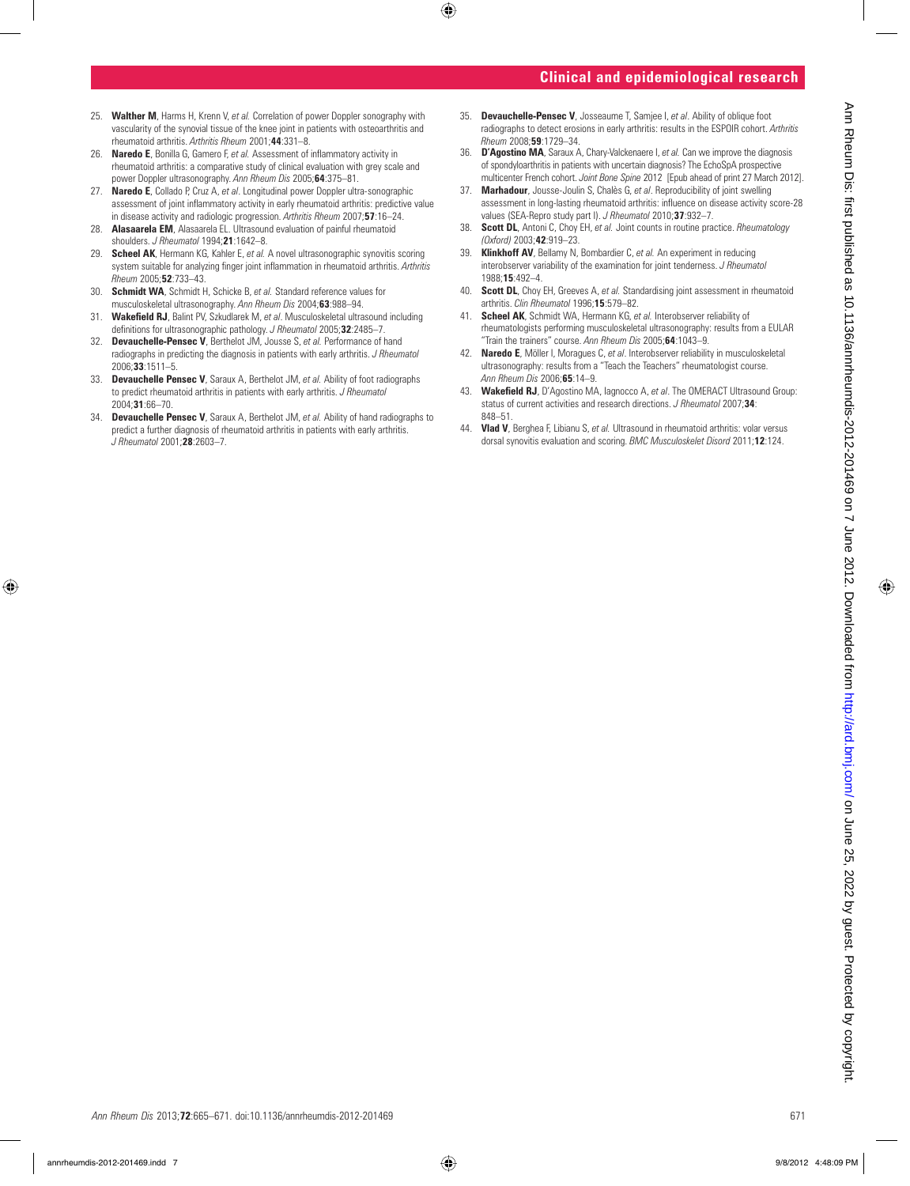25. **Walther M**, Harms H, Krenn V, *et al.* Correlation of power Doppler sonography with vascularity of the synovial tissue of the knee joint in patients with osteoarthritis and rheumatoid arthritis. *Arthritis Rheum* 2001;**44**:331–8.
26. **Naredo E**, Bonilla G, Gamero F, *et al.* Assessment of inflammatory activity in rheumatoid arthritis: a comparative study of clinical evaluation with grey scale and power Doppler ultrasonography. *Ann Rheum Dis* 2005;**64**:375–81.
27. **Naredo E**, Collado P, Cruz A, *et al*. Longitudinal power Doppler ultra-sonographic assessment of joint inflammatory activity in early rheumatoid arthritis: predictive value in disease activity and radiologic progression. *Arthritis Rheum* 2007;**57**:16–24.
28. **Alasaarela EM**, Alasaarela EL. Ultrasound evaluation of painful rheumatoid shoulders. *J Rheumatol* 1994;**21**:1642–8.
29. **Scheel AK**, Hermann KG, Kahler E, *et al.* A novel ultrasonographic synovitis scoring system suitable for analyzing finger joint inflammation in rheumatoid arthritis. *Arthritis Rheum* 2005;**52**:733–43.
30. **Schmidt WA**, Schmidt H, Schicke B, *et al.* Standard reference values for musculoskeletal ultrasonography. *Ann Rheum Dis* 2004;**63**:988–94.
31. **Wakefield RJ**, Balint PV, Szkudlarek M, *et al*. Musculoskeletal ultrasound including definitions for ultrasonographic pathology. *J Rheumatol* 2005;**32**:2485–7.
32. **Devauchelle-Pensec V**, Berthelot JM, Jousse S, *et al.* Performance of hand radiographs in predicting the diagnosis in patients with early arthritis. *J Rheumatol* 2006;**33**:1511–5.
33. **Devauchelle Pensec V**, Saraux A, Berthelot JM, *et al.* Ability of foot radiographs to predict rheumatoid arthritis in patients with early arthritis. *J Rheumatol* 2004;**31**:66–70.
34. **Devauchelle Pensec V**, Saraux A, Berthelot JM, *et al.* Ability of hand radiographs to predict a further diagnosis of rheumatoid arthritis in patients with early arthritis. *J Rheumatol* 2001;**28**:2603–7.
35. **Devauchelle-Pensec V**, Josseaume T, Samjee I, *et al.* Ability of oblique foot radiographs to detect erosions in early arthritis: results in the ESPOIR cohort. *Arthritis Rheum* 2008;**59**:1729–34.
36. **D'Agostino MA**, Saraux A, Chary-Valckenaere I, *et al.* Can we improve the diagnosis of spondyloarthritis in patients with uncertain diagnosis? The EchoSpA prospective multicenter French cohort. *Joint Bone Spine* 2012 [Epub ahead of print 27 March 2012].
37. **Marhadour**, Jousse-Joulin S, Chalès G, *et al*. Reproducibility of joint swelling assessment in long-lasting rheumatoid arthritis: influence on disease activity score-28 values (SEA-Repro study part I). *J Rheumatol* 2010;**37**:932–7.
38. **Scott DL**, Antoni C, Choy EH, *et al.* Joint counts in routine practice. *Rheumatology (Oxford)* 2003;**42**:919–23.
39. **Klinkhoff AV**, Bellamy N, Bombardier C, *et al.* An experiment in reducing interobserver variability of the examination for joint tenderness. *J Rheumatol* 1988;**15**:492–4.
40. **Scott DL**, Choy EH, Greeves A, *et al.* Standardising joint assessment in rheumatoid arthritis. *Clin Rheumatol* 1996;**15**:579–82.
41. **Scheel AK**, Schmidt WA, Hermann KG, *et al.* Interobserver reliability of rheumatologists performing musculoskeletal ultrasonography: results from a EULAR "Train the trainers" course. *Ann Rheum Dis* 2005;**64**:1043–9.
42. **Naredo E**, Möller I, Moragues C, *et al*. Interobserver reliability in musculoskeletal ultrasonography: results from a "Teach the Teachers" rheumatologist course. *Ann Rheum Dis* 2006;**65**:14–9.
43. **Wakefield RJ**, D'Agostino MA, Iagnocco A, *et al*. The OMERACT Ultrasound Group: status of current activities and research directions. *J Rheumatol* 2007;**34**:848–51.
44. **Vlad V**, Berghea F, Libianu S, *et al.* Ultrasound in rheumatoid arthritis: volar versus dorsal synovitis evaluation and scoring. *BMC Musculoskelet Disord* 2011;**12**:124.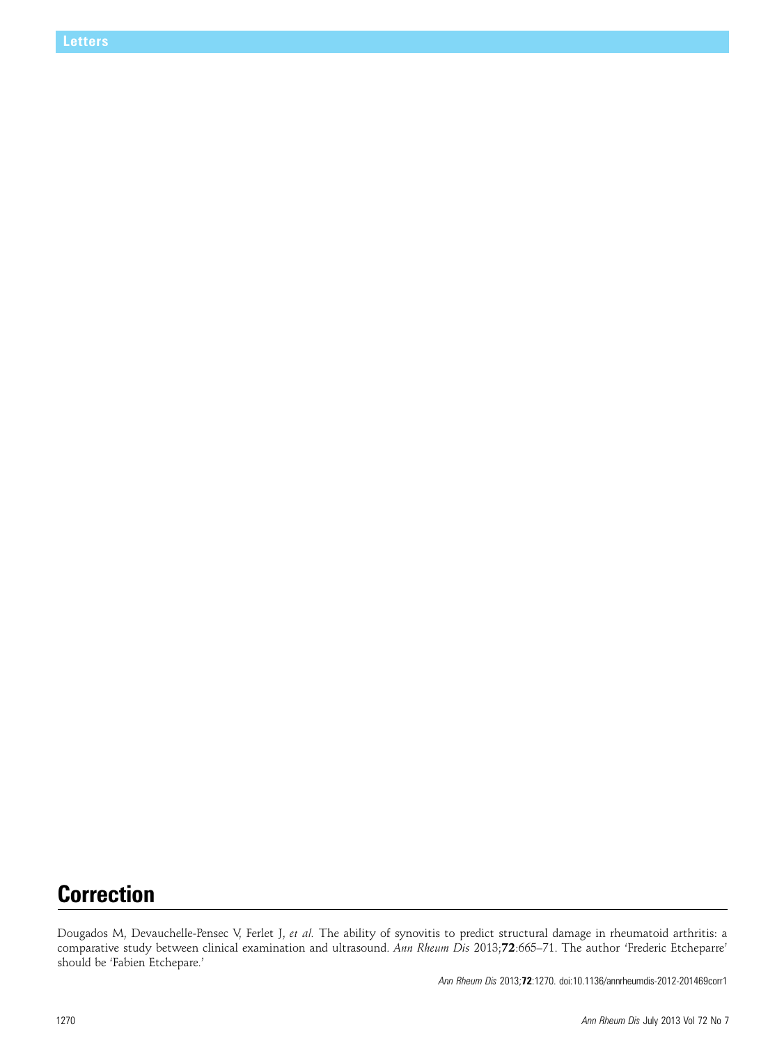## Correction

Dougados M, Devauchelle-Pensec V, Ferlet J, *et al*. The ability of synovitis to predict structural damage in rheumatoid arthritis: a comparative study between clinical examination and ultrasound. *Ann Rheum Dis* 2013;**72**:665–71. The author 'Frederic Etcheparre' should be 'Fabien Etchepare.'

*Ann Rheum Dis* 2013;**72**:1270. doi:10.1136/annrheumdis-2012-201469corr1